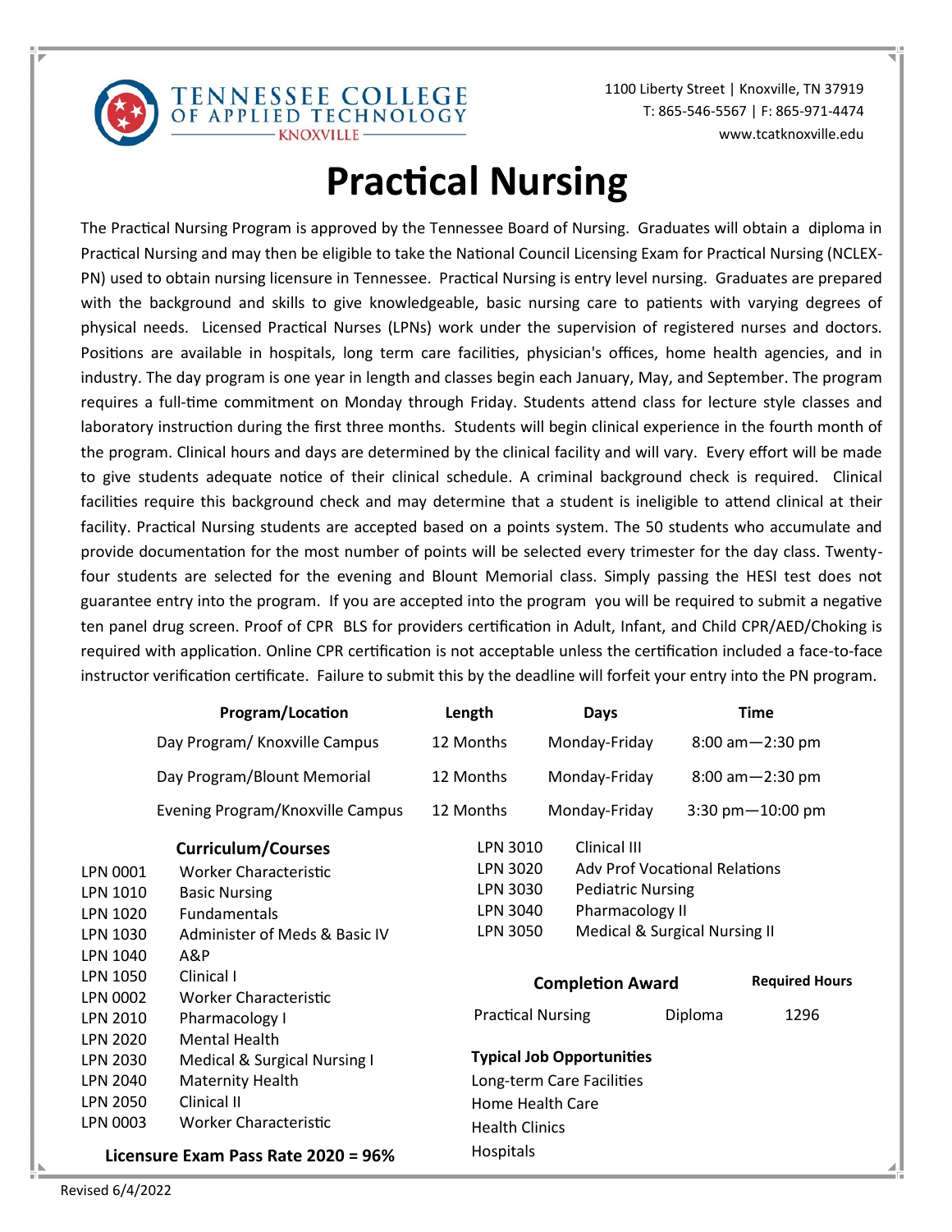TENNESSEE COLLEGE OF APPLIED TECHNOLOGY
KNOXVILLE

1100 Liberty Street | Knoxville, TN 37919
T: 865-546-5567 | F: 865-971-4474
www.tcatknoxville.edu

# Practical Nursing

The Practical Nursing Program is approved by the Tennessee Board of Nursing. Graduates will obtain a diploma in Practical Nursing and may then be eligible to take the National Council Licensing Exam for Practical Nursing (NCLEX-PN) used to obtain nursing licensure in Tennessee. Practical Nursing is entry level nursing. Graduates are prepared with the background and skills to give knowledgeable, basic nursing care to patients with varying degrees of physical needs. Licensed Practical Nurses (LPNs) work under the supervision of registered nurses and doctors. Positions are available in hospitals, long term care facilities, physician's offices, home health agencies, and in industry. The day program is one year in length and classes begin each January, May, and September. The program requires a full-time commitment on Monday through Friday. Students attend class for lecture style classes and laboratory instruction during the first three months. Students will begin clinical experience in the fourth month of the program. Clinical hours and days are determined by the clinical facility and will vary. Every effort will be made to give students adequate notice of their clinical schedule. A criminal background check is required. Clinical facilities require this background check and may determine that a student is ineligible to attend clinical at their facility. Practical Nursing students are accepted based on a points system. The 50 students who accumulate and provide documentation for the most number of points will be selected every trimester for the day class. Twenty-four students are selected for the evening and Blount Memorial class. Simply passing the HESI test does not guarantee entry into the program. If you are accepted into the program you will be required to submit a negative ten panel drug screen. Proof of CPR BLS for providers certification in Adult, Infant, and Child CPR/AED/Choking is required with application. Online CPR certification is not acceptable unless the certification included a face-to-face instructor verification certificate. Failure to submit this by the deadline will forfeit your entry into the PN program.

| Program/Location | Length | Days | Time |
|---|---|---|---|
| Day Program/ Knoxville Campus | 12 Months | Monday-Friday | 8:00 am—2:30 pm |
| Day Program/Blount Memorial | 12 Months | Monday-Friday | 8:00 am—2:30 pm |
| Evening Program/Knoxville Campus | 12 Months | Monday-Friday | 3:30 pm—10:00 pm |

## Curriculum/Courses

| Course | Title |
|---|---|
| LPN 0001 | Worker Characteristic |
| LPN 1010 | Basic Nursing |
| LPN 1020 | Fundamentals |
| LPN 1030 | Administer of Meds & Basic IV |
| LPN 1040 | A&P |
| LPN 1050 | Clinical I |
| LPN 0002 | Worker Characteristic |
| LPN 2010 | Pharmacology I |
| LPN 2020 | Mental Health |
| LPN 2030 | Medical & Surgical Nursing I |
| LPN 2040 | Maternity Health |
| LPN 2050 | Clinical II |
| LPN 0003 | Worker Characteristic |
| LPN 3010 | Clinical III |
| LPN 3020 | Adv Prof Vocational Relations |
| LPN 3030 | Pediatric Nursing |
| LPN 3040 | Pharmacology II |
| LPN 3050 | Medical & Surgical Nursing II |

**Licensure Exam Pass Rate 2020 = 96%**

| Completion Award | | Required Hours |
|---|---|---|
| Practical Nursing | Diploma | 1296 |

**Typical Job Opportunities**

- Long-term Care Facilities
- Home Health Care
- Health Clinics
- Hospitals

Revised 6/4/2022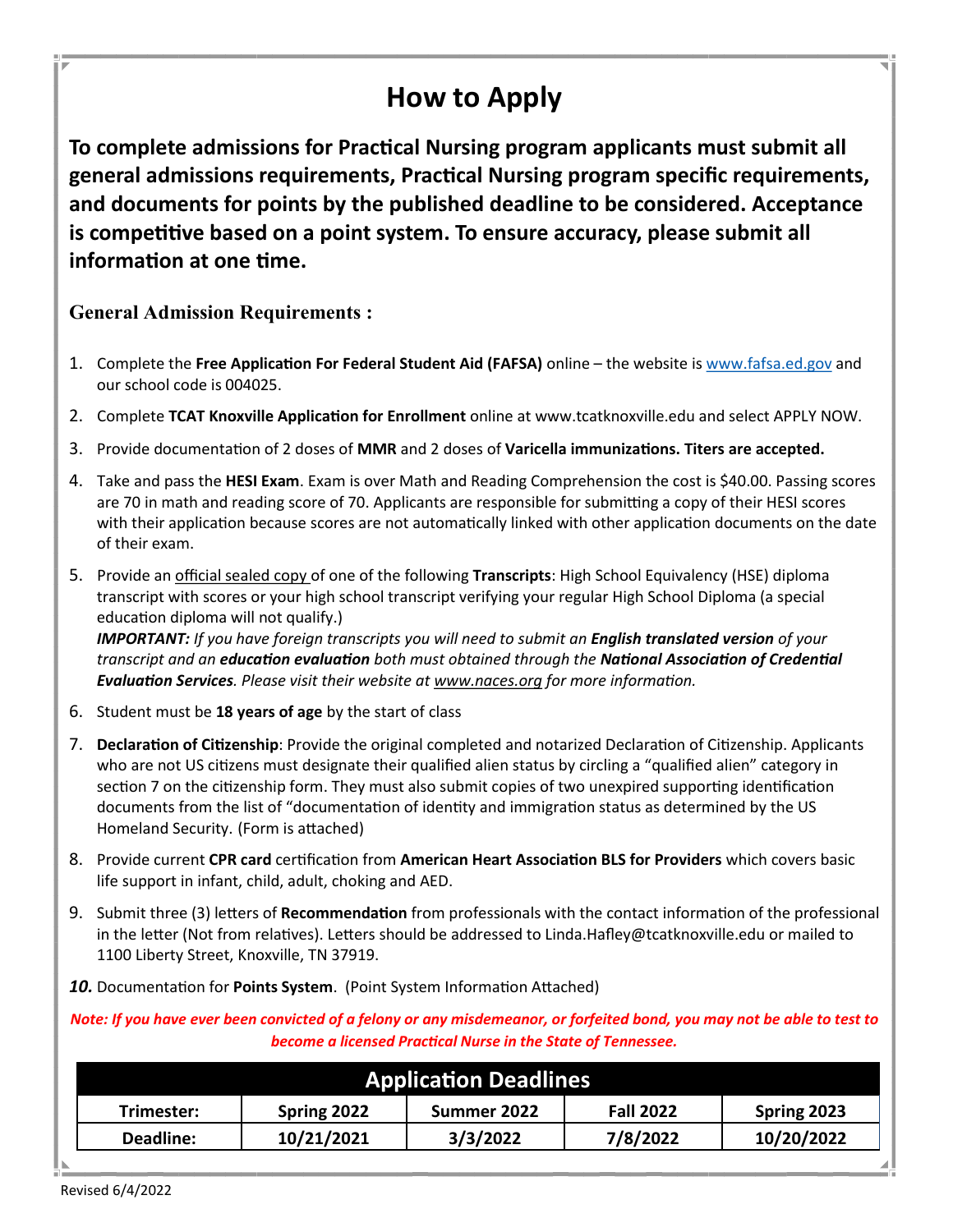# How to Apply

**To complete admissions for Practical Nursing program applicants must submit all general admissions requirements, Practical Nursing program specific requirements, and documents for points by the published deadline to be considered. Acceptance is competitive based on a point system. To ensure accuracy, please submit all information at one time.**

## General Admission Requirements :

1. Complete the **Free Application For Federal Student Aid (FAFSA)** online – the website is www.fafsa.ed.gov and our school code is 004025.
2. Complete **TCAT Knoxville Application for Enrollment** online at www.tcatknoxville.edu and select APPLY NOW.
3. Provide documentation of 2 doses of **MMR** and 2 doses of **Varicella immunizations. Titers are accepted.**
4. Take and pass the **HESI Exam**. Exam is over Math and Reading Comprehension the cost is $40.00. Passing scores are 70 in math and reading score of 70. Applicants are responsible for submitting a copy of their HESI scores with their application because scores are not automatically linked with other application documents on the date of their exam.
5. Provide an <u>official sealed copy</u> of one of the following **Transcripts**: High School Equivalency (HSE) diploma transcript with scores or your high school transcript verifying your regular High School Diploma (a special education diploma will not qualify.)
   ***IMPORTANT:*** *If you have foreign transcripts you will need to submit an* ***English translated version*** *of your transcript and an* ***education evaluation*** *both must obtained through the* ***National Association of Credential Evaluation Services****. Please visit their website at* *www.naces.org* *for more information.*
6. Student must be **18 years of age** by the start of class
7. **Declaration of Citizenship**: Provide the original completed and notarized Declaration of Citizenship. Applicants who are not US citizens must designate their qualified alien status by circling a "qualified alien" category in section 7 on the citizenship form. They must also submit copies of two unexpired supporting identification documents from the list of "documentation of identity and immigration status as determined by the US Homeland Security. (Form is attached)
8. Provide current **CPR card** certification from **American Heart Association BLS for Providers** which covers basic life support in infant, child, adult, choking and AED.
9. Submit three (3) letters of **Recommendation** from professionals with the contact information of the professional in the letter (Not from relatives). Letters should be addressed to Linda.Hafley@tcatknoxville.edu or mailed to 1100 Liberty Street, Knoxville, TN 37919.
10. Documentation for **Points System**. (Point System Information Attached)

***Note: If you have ever been convicted of a felony or any misdemeanor, or forfeited bond, you may not be able to test to become a licensed Practical Nurse in the State of Tennessee.***

| Application Deadlines | | | | |
|---|---|---|---|---|
| **Trimester:** | **Spring 2022** | **Summer 2022** | **Fall 2022** | **Spring 2023** |
| **Deadline:** | **10/21/2021** | **3/3/2022** | **7/8/2022** | **10/20/2022** |

Revised 6/4/2022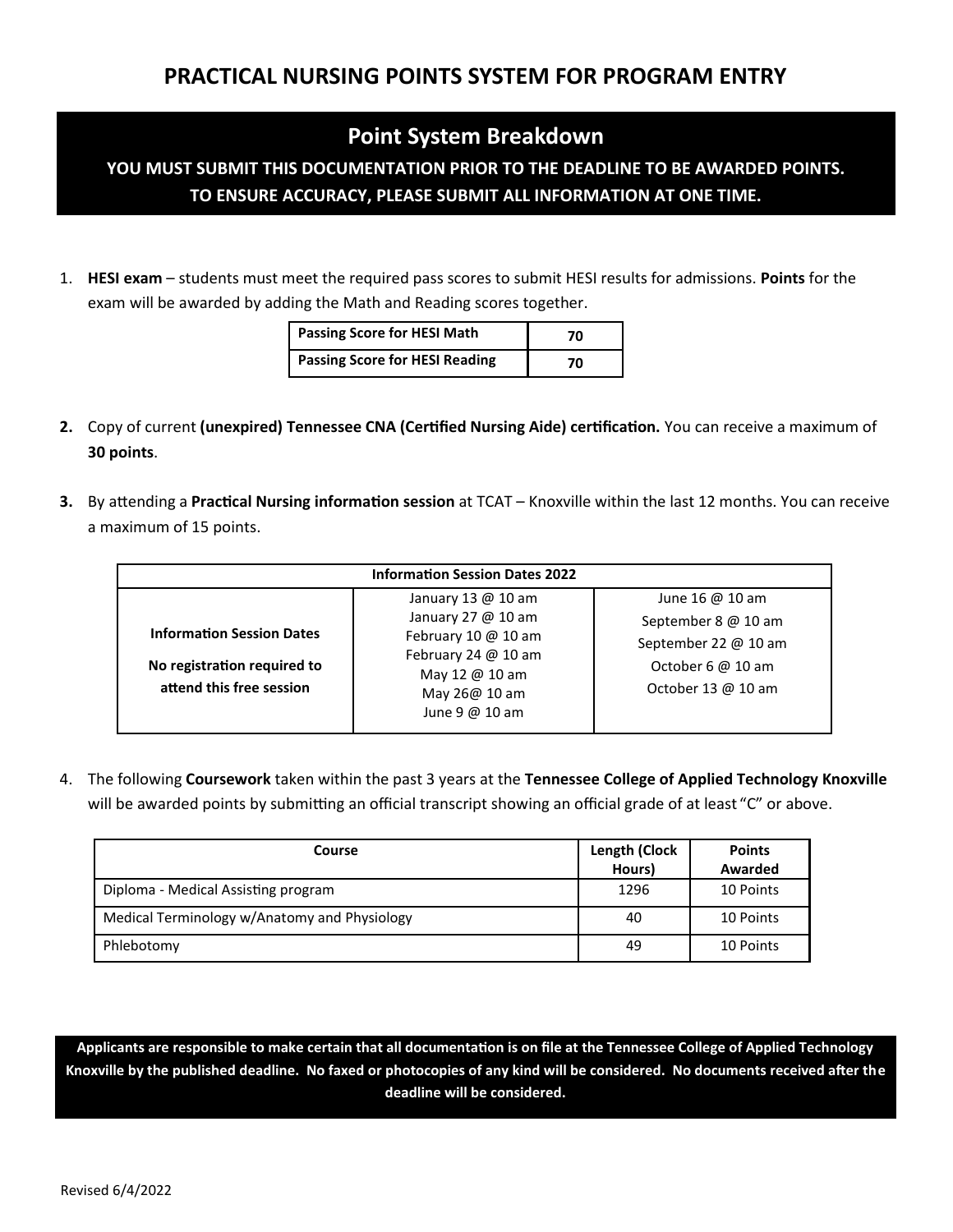# PRACTICAL NURSING POINTS SYSTEM FOR PROGRAM ENTRY

## Point System Breakdown

**YOU MUST SUBMIT THIS DOCUMENTATION PRIOR TO THE DEADLINE TO BE AWARDED POINTS.**
**TO ENSURE ACCURACY, PLEASE SUBMIT ALL INFORMATION AT ONE TIME.**

1. **HESI exam** – students must meet the required pass scores to submit HESI results for admissions. **Points** for the exam will be awarded by adding the Math and Reading scores together.

| | |
|---|---|
| **Passing Score for HESI Math** | **70** |
| **Passing Score for HESI Reading** | **70** |

2. Copy of current **(unexpired) Tennessee CNA (Certified Nursing Aide) certification.** You can receive a maximum of **30 points**.

3. By attending a **Practical Nursing information session** at TCAT – Knoxville within the last 12 months. You can receive a maximum of 15 points.

| **Information Session Dates 2022** | | |
|---|---|---|
| **Information Session Dates**<br><br>**No registration required to attend this free session** | January 13 @ 10 am<br>January 27 @ 10 am<br>February 10 @ 10 am<br>February 24 @ 10 am<br>May 12 @ 10 am<br>May 26@ 10 am<br>June 9 @ 10 am | June 16 @ 10 am<br>September 8 @ 10 am<br>September 22 @ 10 am<br>October 6 @ 10 am<br>October 13 @ 10 am |

4. The following **Coursework** taken within the past 3 years at the **Tennessee College of Applied Technology Knoxville** will be awarded points by submitting an official transcript showing an official grade of at least "C" or above.

| Course | Length (Clock Hours) | Points Awarded |
|---|---|---|
| Diploma - Medical Assisting program | 1296 | 10 Points |
| Medical Terminology w/Anatomy and Physiology | 40 | 10 Points |
| Phlebotomy | 49 | 10 Points |

**Applicants are responsible to make certain that all documentation is on file at the Tennessee College of Applied Technology Knoxville by the published deadline. No faxed or photocopies of any kind will be considered. No documents received after the deadline will be considered.**

Revised 6/4/2022